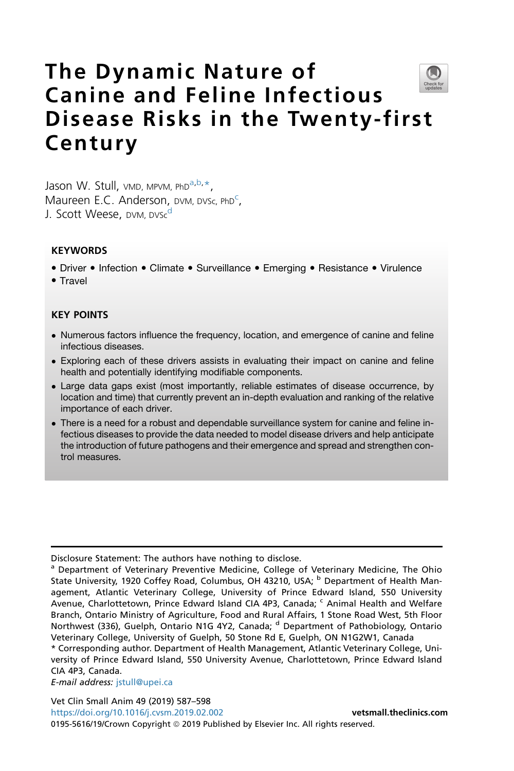# The Dynamic Nature of Canine and Feline Infectious Disease Risks in the Twenty-first Century

Jason W. Stull, VMD, MPVM, PhD[a,b,*], Maureen E.C. Anderson, DVM, DVSc, PhD[c], J. Scott Weese, DVM, DVSc[d]

## KEYWORDS

- Driver • Infection • Climate • Surveillance • Emerging • Resistance • Virulence • Travel

## KEY POINTS

- Numerous factors influence the frequency, location, and emergence of canine and feline infectious diseases.
- Exploring each of these drivers assists in evaluating their impact on canine and feline health and potentially identifying modifiable components.
- Large data gaps exist (most importantly, reliable estimates of disease occurrence, by location and time) that currently prevent an in-depth evaluation and ranking of the relative importance of each driver.
- There is a need for a robust and dependable surveillance system for canine and feline infectious diseases to provide the data needed to model disease drivers and help anticipate the introduction of future pathogens and their emergence and spread and strengthen control measures.

---

Disclosure Statement: The authors have nothing to disclose.

[a] Department of Veterinary Preventive Medicine, College of Veterinary Medicine, The Ohio State University, 1920 Coffey Road, Columbus, OH 43210, USA; [b] Department of Health Management, Atlantic Veterinary College, University of Prince Edward Island, 550 University Avenue, Charlottetown, Prince Edward Island CIA 4P3, Canada; [c] Animal Health and Welfare Branch, Ontario Ministry of Agriculture, Food and Rural Affairs, 1 Stone Road West, 5th Floor Northwest (336), Guelph, Ontario N1G 4Y2, Canada; [d] Department of Pathobiology, Ontario Veterinary College, University of Guelph, 50 Stone Rd E, Guelph, ON N1G2W1, Canada

* Corresponding author. Department of Health Management, Atlantic Veterinary College, University of Prince Edward Island, 550 University Avenue, Charlottetown, Prince Edward Island CIA 4P3, Canada.

*E-mail address:* jstull@upei.ca

Vet Clin Small Anim 49 (2019) 587–598
https://doi.org/10.1016/j.cvsm.2019.02.002
vetsmall.theclinics.com
0195-5616/19/Crown Copyright © 2019 Published by Elsevier Inc. All rights reserved.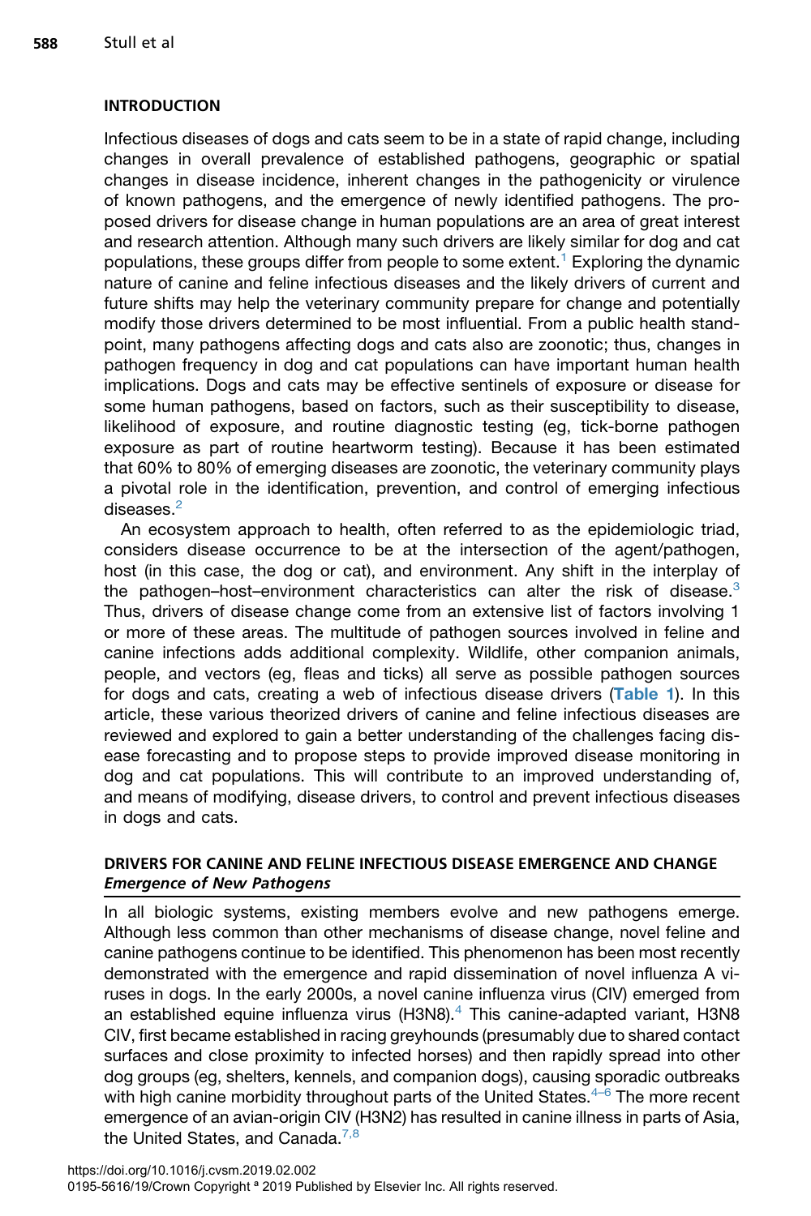## INTRODUCTION

Infectious diseases of dogs and cats seem to be in a state of rapid change, including changes in overall prevalence of established pathogens, geographic or spatial changes in disease incidence, inherent changes in the pathogenicity or virulence of known pathogens, and the emergence of newly identified pathogens. The proposed drivers for disease change in human populations are an area of great interest and research attention. Although many such drivers are likely similar for dog and cat populations, these groups differ from people to some extent.[1] Exploring the dynamic nature of canine and feline infectious diseases and the likely drivers of current and future shifts may help the veterinary community prepare for change and potentially modify those drivers determined to be most influential. From a public health standpoint, many pathogens affecting dogs and cats also are zoonotic; thus, changes in pathogen frequency in dog and cat populations can have important human health implications. Dogs and cats may be effective sentinels of exposure or disease for some human pathogens, based on factors, such as their susceptibility to disease, likelihood of exposure, and routine diagnostic testing (eg, tick-borne pathogen exposure as part of routine heartworm testing). Because it has been estimated that 60% to 80% of emerging diseases are zoonotic, the veterinary community plays a pivotal role in the identification, prevention, and control of emerging infectious diseases.[2]

An ecosystem approach to health, often referred to as the epidemiologic triad, considers disease occurrence to be at the intersection of the agent/pathogen, host (in this case, the dog or cat), and environment. Any shift in the interplay of the pathogen–host–environment characteristics can alter the risk of disease.[3] Thus, drivers of disease change come from an extensive list of factors involving 1 or more of these areas. The multitude of pathogen sources involved in feline and canine infections adds additional complexity. Wildlife, other companion animals, people, and vectors (eg, fleas and ticks) all serve as possible pathogen sources for dogs and cats, creating a web of infectious disease drivers (**Table 1**). In this article, these various theorized drivers of canine and feline infectious diseases are reviewed and explored to gain a better understanding of the challenges facing disease forecasting and to propose steps to provide improved disease monitoring in dog and cat populations. This will contribute to an improved understanding of, and means of modifying, disease drivers, to control and prevent infectious diseases in dogs and cats.

## DRIVERS FOR CANINE AND FELINE INFECTIOUS DISEASE EMERGENCE AND CHANGE

### *Emergence of New Pathogens*

In all biologic systems, existing members evolve and new pathogens emerge. Although less common than other mechanisms of disease change, novel feline and canine pathogens continue to be identified. This phenomenon has been most recently demonstrated with the emergence and rapid dissemination of novel influenza A viruses in dogs. In the early 2000s, a novel canine influenza virus (CIV) emerged from an established equine influenza virus (H3N8).[4] This canine-adapted variant, H3N8 CIV, first became established in racing greyhounds (presumably due to shared contact surfaces and close proximity to infected horses) and then rapidly spread into other dog groups (eg, shelters, kennels, and companion dogs), causing sporadic outbreaks with high canine morbidity throughout parts of the United States.[4–6] The more recent emergence of an avian-origin CIV (H3N2) has resulted in canine illness in parts of Asia, the United States, and Canada.[7,8]

https://doi.org/10.1016/j.cvsm.2019.02.002
0195-5616/19/Crown Copyright ª 2019 Published by Elsevier Inc. All rights reserved.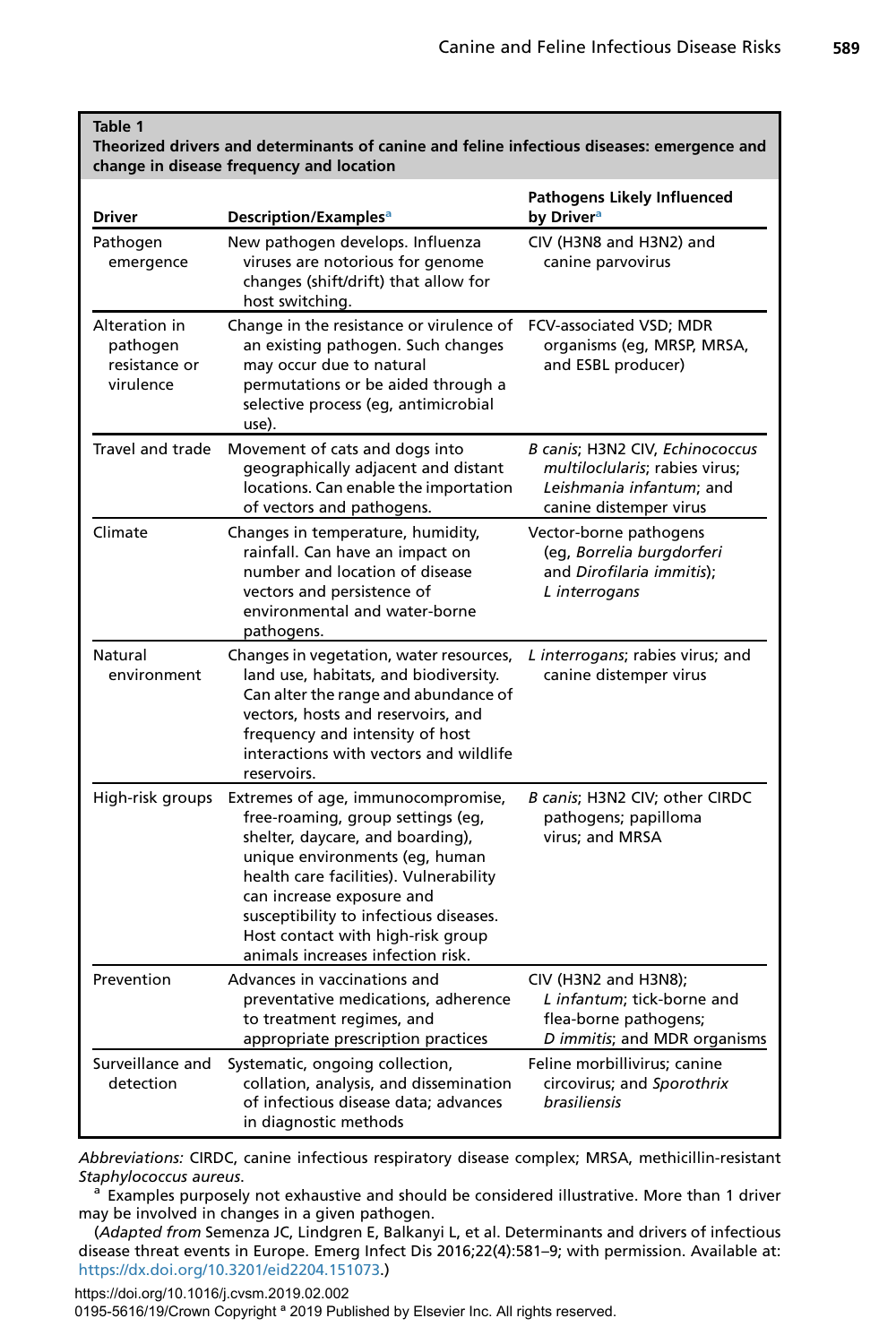**Table 1**
**Theorized drivers and determinants of canine and feline infectious diseases: emergence and change in disease frequency and location**

| Driver | Description/Examples[a] | Pathogens Likely Influenced by Driver[a] |
|---|---|---|
| Pathogen emergence | New pathogen develops. Influenza viruses are notorious for genome changes (shift/drift) that allow for host switching. | CIV (H3N8 and H3N2) and canine parvovirus |
| Alteration in pathogen resistance or virulence | Change in the resistance or virulence of an existing pathogen. Such changes may occur due to natural permutations or be aided through a selective process (eg, antimicrobial use). | FCV-associated VSD; MDR organisms (eg, MRSP, MRSA, and ESBL producer) |
| Travel and trade | Movement of cats and dogs into geographically adjacent and distant locations. Can enable the importation of vectors and pathogens. | *B canis*; H3N2 CIV, *Echinococcus multiloclularis*; rabies virus; *Leishmania infantum*; and canine distemper virus |
| Climate | Changes in temperature, humidity, rainfall. Can have an impact on number and location of disease vectors and persistence of environmental and water-borne pathogens. | Vector-borne pathogens (eg, *Borrelia burgdorferi* and *Dirofilaria immitis*); *L interrogans* |
| Natural environment | Changes in vegetation, water resources, land use, habitats, and biodiversity. Can alter the range and abundance of vectors, hosts and reservoirs, and frequency and intensity of host interactions with vectors and wildlife reservoirs. | *L interrogans*; rabies virus; and canine distemper virus |
| High-risk groups | Extremes of age, immunocompromise, free-roaming, group settings (eg, shelter, daycare, and boarding), unique environments (eg, human health care facilities). Vulnerability can increase exposure and susceptibility to infectious diseases. Host contact with high-risk group animals increases infection risk. | *B canis*; H3N2 CIV; other CIRDC pathogens; papilloma virus; and MRSA |
| Prevention | Advances in vaccinations and preventative medications, adherence to treatment regimes, and appropriate prescription practices | CIV (H3N2 and H3N8); *L infantum*; tick-borne and flea-borne pathogens; *D immitis*; and MDR organisms |
| Surveillance and detection | Systematic, ongoing collection, collation, analysis, and dissemination of infectious disease data; advances in diagnostic methods | Feline morbillivirus; canine circovirus; and *Sporothrix brasiliensis* |

*Abbreviations:* CIRDC, canine infectious respiratory disease complex; MRSA, methicillin-resistant *Staphylococcus aureus*.

[a] Examples purposely not exhaustive and should be considered illustrative. More than 1 driver may be involved in changes in a given pathogen.

(*Adapted from* Semenza JC, Lindgren E, Balkanyi L, et al. Determinants and drivers of infectious disease threat events in Europe. Emerg Infect Dis 2016;22(4):581–9; with permission. Available at: https://dx.doi.org/10.3201/eid2204.151073.)

https://doi.org/10.1016/j.cvsm.2019.02.002
0195-5616/19/Crown Copyright [a] 2019 Published by Elsevier Inc. All rights reserved.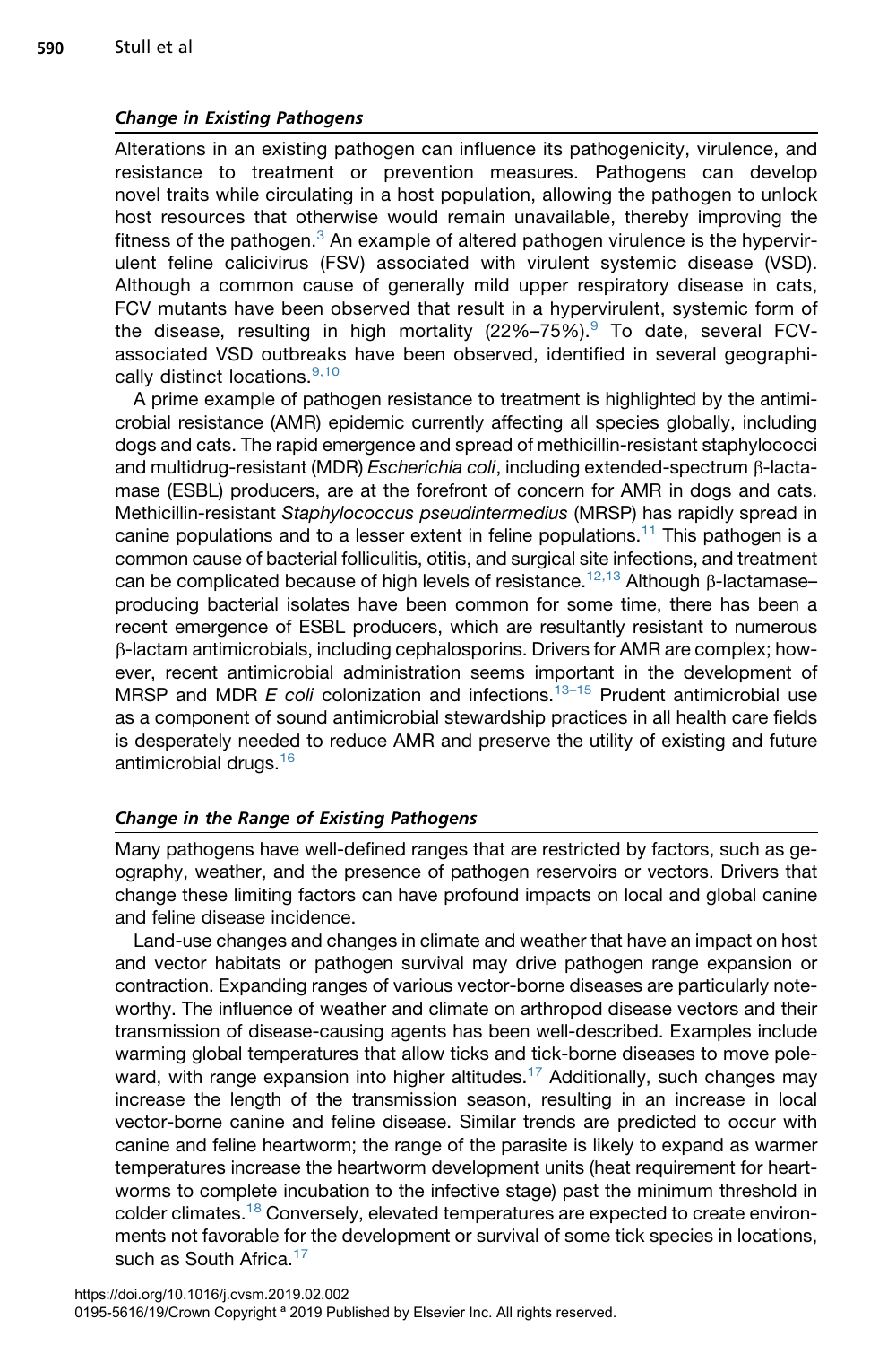### *Change in Existing Pathogens*

Alterations in an existing pathogen can influence its pathogenicity, virulence, and resistance to treatment or prevention measures. Pathogens can develop novel traits while circulating in a host population, allowing the pathogen to unlock host resources that otherwise would remain unavailable, thereby improving the fitness of the pathogen.[3] An example of altered pathogen virulence is the hypervirulent feline calicivirus (FSV) associated with virulent systemic disease (VSD). Although a common cause of generally mild upper respiratory disease in cats, FCV mutants have been observed that result in a hypervirulent, systemic form of the disease, resulting in high mortality (22%–75%).[9] To date, several FCV-associated VSD outbreaks have been observed, identified in several geographically distinct locations.[9,10]

A prime example of pathogen resistance to treatment is highlighted by the antimicrobial resistance (AMR) epidemic currently affecting all species globally, including dogs and cats. The rapid emergence and spread of methicillin-resistant staphylococci and multidrug-resistant (MDR) *Escherichia coli*, including extended-spectrum β-lactamase (ESBL) producers, are at the forefront of concern for AMR in dogs and cats. Methicillin-resistant *Staphylococcus pseudintermedius* (MRSP) has rapidly spread in canine populations and to a lesser extent in feline populations.[11] This pathogen is a common cause of bacterial folliculitis, otitis, and surgical site infections, and treatment can be complicated because of high levels of resistance.[12,13] Although β-lactamase–producing bacterial isolates have been common for some time, there has been a recent emergence of ESBL producers, which are resultantly resistant to numerous β-lactam antimicrobials, including cephalosporins. Drivers for AMR are complex; however, recent antimicrobial administration seems important in the development of MRSP and MDR *E coli* colonization and infections.[13–15] Prudent antimicrobial use as a component of sound antimicrobial stewardship practices in all health care fields is desperately needed to reduce AMR and preserve the utility of existing and future antimicrobial drugs.[16]

### *Change in the Range of Existing Pathogens*

Many pathogens have well-defined ranges that are restricted by factors, such as geography, weather, and the presence of pathogen reservoirs or vectors. Drivers that change these limiting factors can have profound impacts on local and global canine and feline disease incidence.

Land-use changes and changes in climate and weather that have an impact on host and vector habitats or pathogen survival may drive pathogen range expansion or contraction. Expanding ranges of various vector-borne diseases are particularly noteworthy. The influence of weather and climate on arthropod disease vectors and their transmission of disease-causing agents has been well-described. Examples include warming global temperatures that allow ticks and tick-borne diseases to move poleward, with range expansion into higher altitudes.[17] Additionally, such changes may increase the length of the transmission season, resulting in an increase in local vector-borne canine and feline disease. Similar trends are predicted to occur with canine and feline heartworm; the range of the parasite is likely to expand as warmer temperatures increase the heartworm development units (heat requirement for heartworms to complete incubation to the infective stage) past the minimum threshold in colder climates.[18] Conversely, elevated temperatures are expected to create environments not favorable for the development or survival of some tick species in locations, such as South Africa.[17]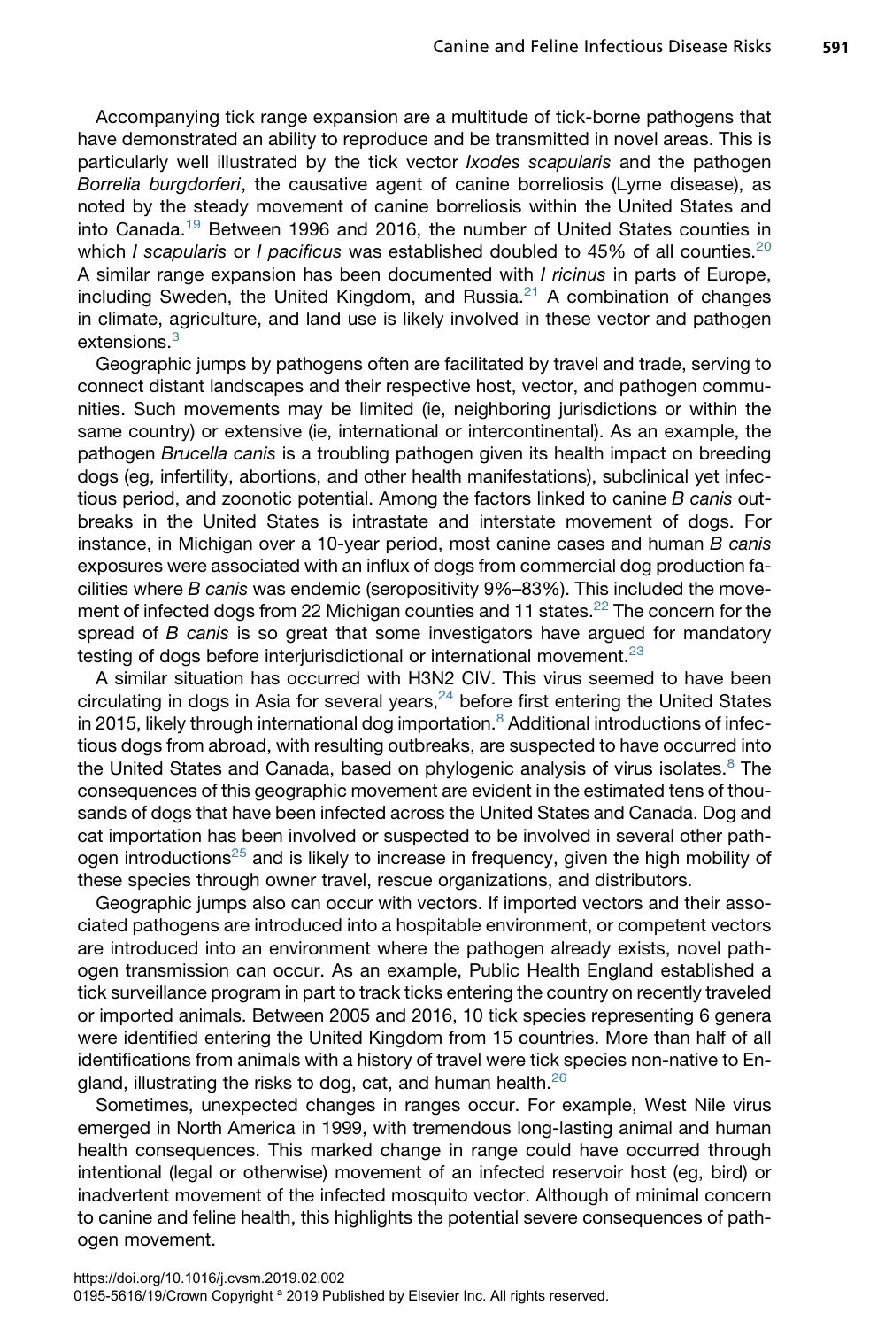Accompanying tick range expansion are a multitude of tick-borne pathogens that have demonstrated an ability to reproduce and be transmitted in novel areas. This is particularly well illustrated by the tick vector *Ixodes scapularis* and the pathogen *Borrelia burgdorferi*, the causative agent of canine borreliosis (Lyme disease), as noted by the steady movement of canine borreliosis within the United States and into Canada.[19] Between 1996 and 2016, the number of United States counties in which *I scapularis* or *I pacificus* was established doubled to 45% of all counties.[20] A similar range expansion has been documented with *I ricinus* in parts of Europe, including Sweden, the United Kingdom, and Russia.[21] A combination of changes in climate, agriculture, and land use is likely involved in these vector and pathogen extensions.[3]

Geographic jumps by pathogens often are facilitated by travel and trade, serving to connect distant landscapes and their respective host, vector, and pathogen communities. Such movements may be limited (ie, neighboring jurisdictions or within the same country) or extensive (ie, international or intercontinental). As an example, the pathogen *Brucella canis* is a troubling pathogen given its health impact on breeding dogs (eg, infertility, abortions, and other health manifestations), subclinical yet infectious period, and zoonotic potential. Among the factors linked to canine *B canis* outbreaks in the United States is intrastate and interstate movement of dogs. For instance, in Michigan over a 10-year period, most canine cases and human *B canis* exposures were associated with an influx of dogs from commercial dog production facilities where *B canis* was endemic (seropositivity 9%–83%). This included the movement of infected dogs from 22 Michigan counties and 11 states.[22] The concern for the spread of *B canis* is so great that some investigators have argued for mandatory testing of dogs before interjurisdictional or international movement.[23]

A similar situation has occurred with H3N2 CIV. This virus seemed to have been circulating in dogs in Asia for several years,[24] before first entering the United States in 2015, likely through international dog importation.[8] Additional introductions of infectious dogs from abroad, with resulting outbreaks, are suspected to have occurred into the United States and Canada, based on phylogenic analysis of virus isolates.[8] The consequences of this geographic movement are evident in the estimated tens of thousands of dogs that have been infected across the United States and Canada. Dog and cat importation has been involved or suspected to be involved in several other pathogen introductions[25] and is likely to increase in frequency, given the high mobility of these species through owner travel, rescue organizations, and distributors.

Geographic jumps also can occur with vectors. If imported vectors and their associated pathogens are introduced into a hospitable environment, or competent vectors are introduced into an environment where the pathogen already exists, novel pathogen transmission can occur. As an example, Public Health England established a tick surveillance program in part to track ticks entering the country on recently traveled or imported animals. Between 2005 and 2016, 10 tick species representing 6 genera were identified entering the United Kingdom from 15 countries. More than half of all identifications from animals with a history of travel were tick species non-native to England, illustrating the risks to dog, cat, and human health.[26]

Sometimes, unexpected changes in ranges occur. For example, West Nile virus emerged in North America in 1999, with tremendous long-lasting animal and human health consequences. This marked change in range could have occurred through intentional (legal or otherwise) movement of an infected reservoir host (eg, bird) or inadvertent movement of the infected mosquito vector. Although of minimal concern to canine and feline health, this highlights the potential severe consequences of pathogen movement.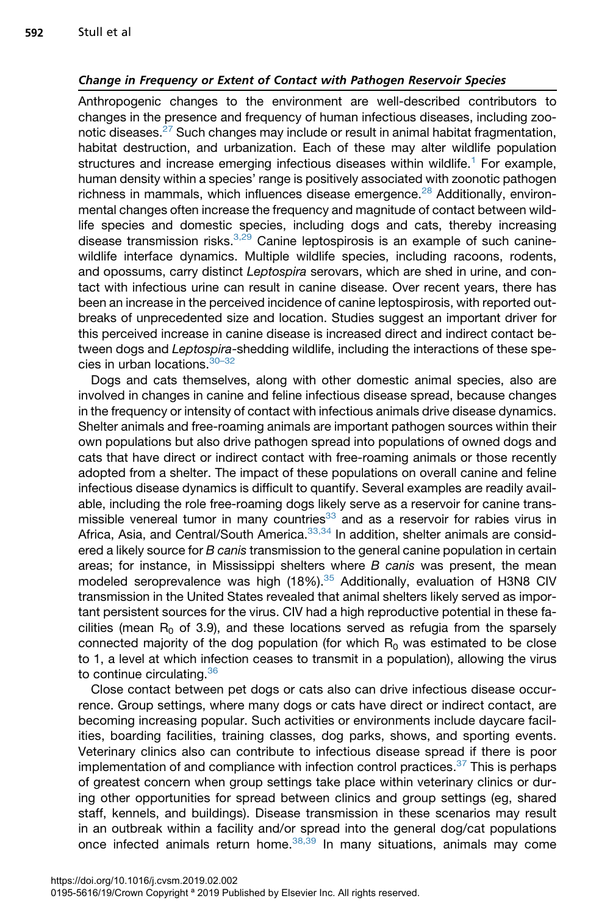### *Change in Frequency or Extent of Contact with Pathogen Reservoir Species*

Anthropogenic changes to the environment are well-described contributors to changes in the presence and frequency of human infectious diseases, including zoonotic diseases.[27] Such changes may include or result in animal habitat fragmentation, habitat destruction, and urbanization. Each of these may alter wildlife population structures and increase emerging infectious diseases within wildlife.[1] For example, human density within a species' range is positively associated with zoonotic pathogen richness in mammals, which influences disease emergence.[28] Additionally, environmental changes often increase the frequency and magnitude of contact between wildlife species and domestic species, including dogs and cats, thereby increasing disease transmission risks.[3,29] Canine leptospirosis is an example of such canine-wildlife interface dynamics. Multiple wildlife species, including racoons, rodents, and opossums, carry distinct *Leptospira* serovars, which are shed in urine, and contact with infectious urine can result in canine disease. Over recent years, there has been an increase in the perceived incidence of canine leptospirosis, with reported outbreaks of unprecedented size and location. Studies suggest an important driver for this perceived increase in canine disease is increased direct and indirect contact between dogs and *Leptospira*-shedding wildlife, including the interactions of these species in urban locations.[30–32]

Dogs and cats themselves, along with other domestic animal species, also are involved in changes in canine and feline infectious disease spread, because changes in the frequency or intensity of contact with infectious animals drive disease dynamics. Shelter animals and free-roaming animals are important pathogen sources within their own populations but also drive pathogen spread into populations of owned dogs and cats that have direct or indirect contact with free-roaming animals or those recently adopted from a shelter. The impact of these populations on overall canine and feline infectious disease dynamics is difficult to quantify. Several examples are readily available, including the role free-roaming dogs likely serve as a reservoir for canine transmissible venereal tumor in many countries[33] and as a reservoir for rabies virus in Africa, Asia, and Central/South America.[33,34] In addition, shelter animals are considered a likely source for *B canis* transmission to the general canine population in certain areas; for instance, in Mississippi shelters where *B canis* was present, the mean modeled seroprevalence was high (18%).[35] Additionally, evaluation of H3N8 CIV transmission in the United States revealed that animal shelters likely served as important persistent sources for the virus. CIV had a high reproductive potential in these facilities (mean $R_0$ of 3.9), and these locations served as refugia from the sparsely connected majority of the dog population (for which $R_0$ was estimated to be close to 1, a level at which infection ceases to transmit in a population), allowing the virus to continue circulating.[36]

Close contact between pet dogs or cats also can drive infectious disease occurrence. Group settings, where many dogs or cats have direct or indirect contact, are becoming increasing popular. Such activities or environments include daycare facilities, boarding facilities, training classes, dog parks, shows, and sporting events. Veterinary clinics also can contribute to infectious disease spread if there is poor implementation of and compliance with infection control practices.[37] This is perhaps of greatest concern when group settings take place within veterinary clinics or during other opportunities for spread between clinics and group settings (eg, shared staff, kennels, and buildings). Disease transmission in these scenarios may result in an outbreak within a facility and/or spread into the general dog/cat populations once infected animals return home.[38,39] In many situations, animals may come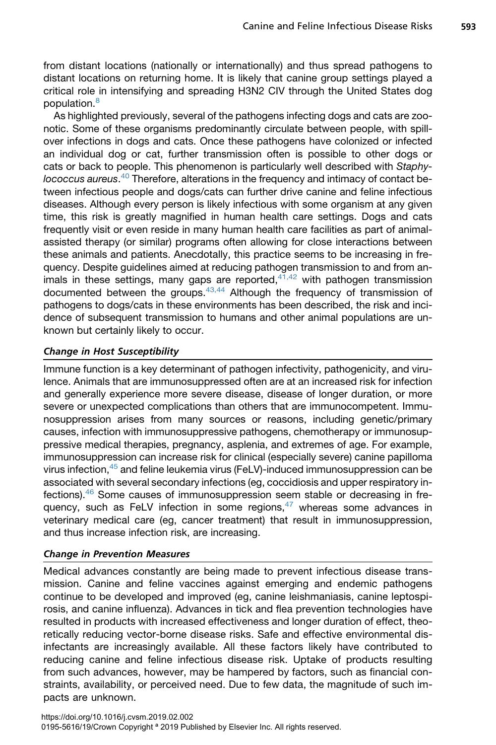from distant locations (nationally or internationally) and thus spread pathogens to distant locations on returning home. It is likely that canine group settings played a critical role in intensifying and spreading H3N2 CIV through the United States dog population.[8]

As highlighted previously, several of the pathogens infecting dogs and cats are zoonotic. Some of these organisms predominantly circulate between people, with spillover infections in dogs and cats. Once these pathogens have colonized or infected an individual dog or cat, further transmission often is possible to other dogs or cats or back to people. This phenomenon is particularly well described with *Staphylococcus aureus*.[40] Therefore, alterations in the frequency and intimacy of contact between infectious people and dogs/cats can further drive canine and feline infectious diseases. Although every person is likely infectious with some organism at any given time, this risk is greatly magnified in human health care settings. Dogs and cats frequently visit or even reside in many human health care facilities as part of animal-assisted therapy (or similar) programs often allowing for close interactions between these animals and patients. Anecdotally, this practice seems to be increasing in frequency. Despite guidelines aimed at reducing pathogen transmission to and from animals in these settings, many gaps are reported,[41,42] with pathogen transmission documented between the groups.[43,44] Although the frequency of transmission of pathogens to dogs/cats in these environments has been described, the risk and incidence of subsequent transmission to humans and other animal populations are unknown but certainly likely to occur.

### *Change in Host Susceptibility*

Immune function is a key determinant of pathogen infectivity, pathogenicity, and virulence. Animals that are immunosuppressed often are at an increased risk for infection and generally experience more severe disease, disease of longer duration, or more severe or unexpected complications than others that are immunocompetent. Immunosuppression arises from many sources or reasons, including genetic/primary causes, infection with immunosuppressive pathogens, chemotherapy or immunosuppressive medical therapies, pregnancy, asplenia, and extremes of age. For example, immunosuppression can increase risk for clinical (especially severe) canine papilloma virus infection,[45] and feline leukemia virus (FeLV)-induced immunosuppression can be associated with several secondary infections (eg, coccidiosis and upper respiratory infections).[46] Some causes of immunosuppression seem stable or decreasing in frequency, such as FeLV infection in some regions,[47] whereas some advances in veterinary medical care (eg, cancer treatment) that result in immunosuppression, and thus increase infection risk, are increasing.

### *Change in Prevention Measures*

Medical advances constantly are being made to prevent infectious disease transmission. Canine and feline vaccines against emerging and endemic pathogens continue to be developed and improved (eg, canine leishmaniasis, canine leptospirosis, and canine influenza). Advances in tick and flea prevention technologies have resulted in products with increased effectiveness and longer duration of effect, theoretically reducing vector-borne disease risks. Safe and effective environmental disinfectants are increasingly available. All these factors likely have contributed to reducing canine and feline infectious disease risk. Uptake of products resulting from such advances, however, may be hampered by factors, such as financial constraints, availability, or perceived need. Due to few data, the magnitude of such impacts are unknown.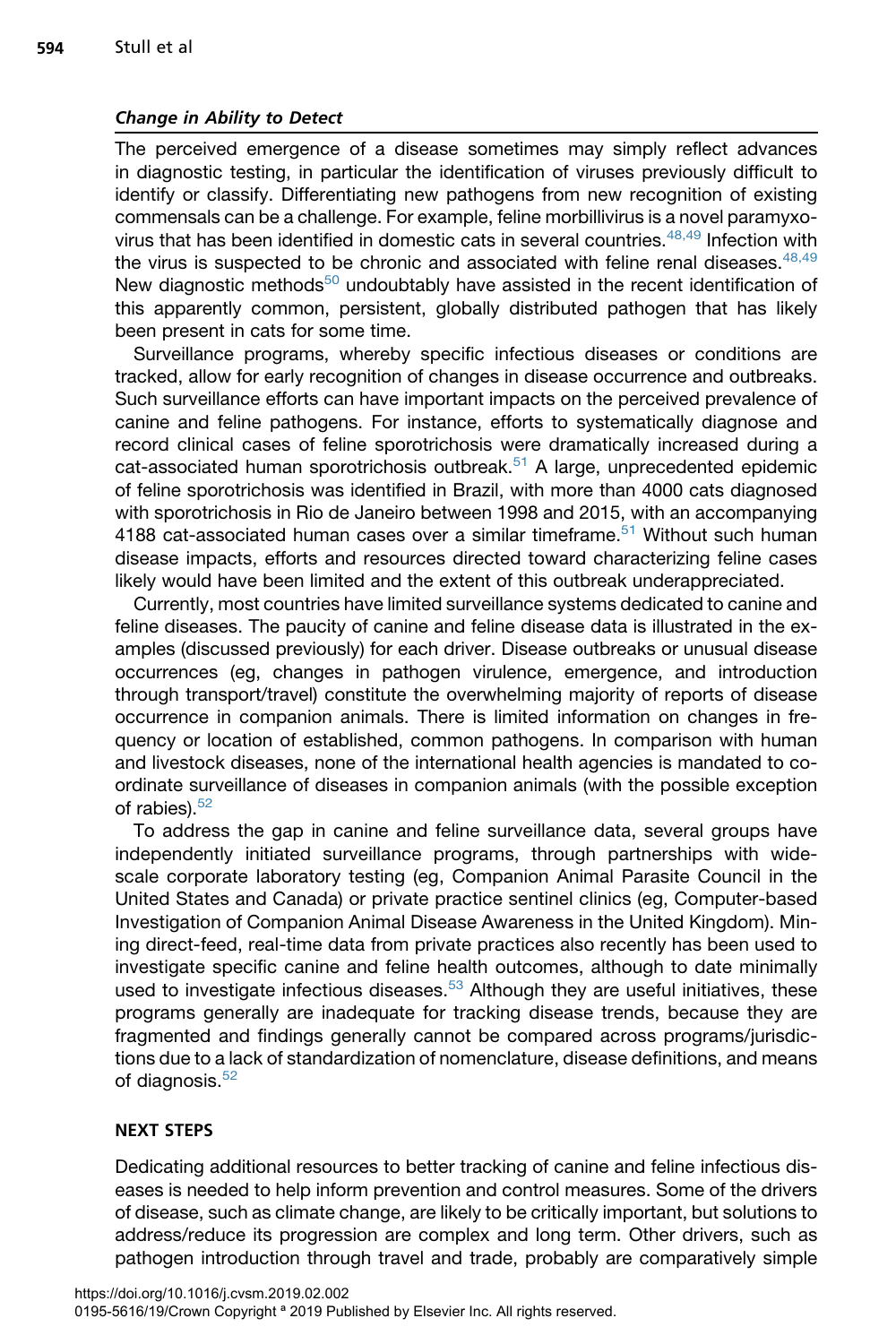#### *Change in Ability to Detect*

The perceived emergence of a disease sometimes may simply reflect advances in diagnostic testing, in particular the identification of viruses previously difficult to identify or classify. Differentiating new pathogens from new recognition of existing commensals can be a challenge. For example, feline morbillivirus is a novel paramyxovirus that has been identified in domestic cats in several countries.[48,49] Infection with the virus is suspected to be chronic and associated with feline renal diseases.[48,49] New diagnostic methods[50] undoubtably have assisted in the recent identification of this apparently common, persistent, globally distributed pathogen that has likely been present in cats for some time.

Surveillance programs, whereby specific infectious diseases or conditions are tracked, allow for early recognition of changes in disease occurrence and outbreaks. Such surveillance efforts can have important impacts on the perceived prevalence of canine and feline pathogens. For instance, efforts to systematically diagnose and record clinical cases of feline sporotrichosis were dramatically increased during a cat-associated human sporotrichosis outbreak.[51] A large, unprecedented epidemic of feline sporotrichosis was identified in Brazil, with more than 4000 cats diagnosed with sporotrichosis in Rio de Janeiro between 1998 and 2015, with an accompanying 4188 cat-associated human cases over a similar timeframe.[51] Without such human disease impacts, efforts and resources directed toward characterizing feline cases likely would have been limited and the extent of this outbreak underappreciated.

Currently, most countries have limited surveillance systems dedicated to canine and feline diseases. The paucity of canine and feline disease data is illustrated in the examples (discussed previously) for each driver. Disease outbreaks or unusual disease occurrences (eg, changes in pathogen virulence, emergence, and introduction through transport/travel) constitute the overwhelming majority of reports of disease occurrence in companion animals. There is limited information on changes in frequency or location of established, common pathogens. In comparison with human and livestock diseases, none of the international health agencies is mandated to coordinate surveillance of diseases in companion animals (with the possible exception of rabies).[52]

To address the gap in canine and feline surveillance data, several groups have independently initiated surveillance programs, through partnerships with wide-scale corporate laboratory testing (eg, Companion Animal Parasite Council in the United States and Canada) or private practice sentinel clinics (eg, Computer-based Investigation of Companion Animal Disease Awareness in the United Kingdom). Mining direct-feed, real-time data from private practices also recently has been used to investigate specific canine and feline health outcomes, although to date minimally used to investigate infectious diseases.[53] Although they are useful initiatives, these programs generally are inadequate for tracking disease trends, because they are fragmented and findings generally cannot be compared across programs/jurisdictions due to a lack of standardization of nomenclature, disease definitions, and means of diagnosis.[52]

## NEXT STEPS

Dedicating additional resources to better tracking of canine and feline infectious diseases is needed to help inform prevention and control measures. Some of the drivers of disease, such as climate change, are likely to be critically important, but solutions to address/reduce its progression are complex and long term. Other drivers, such as pathogen introduction through travel and trade, probably are comparatively simple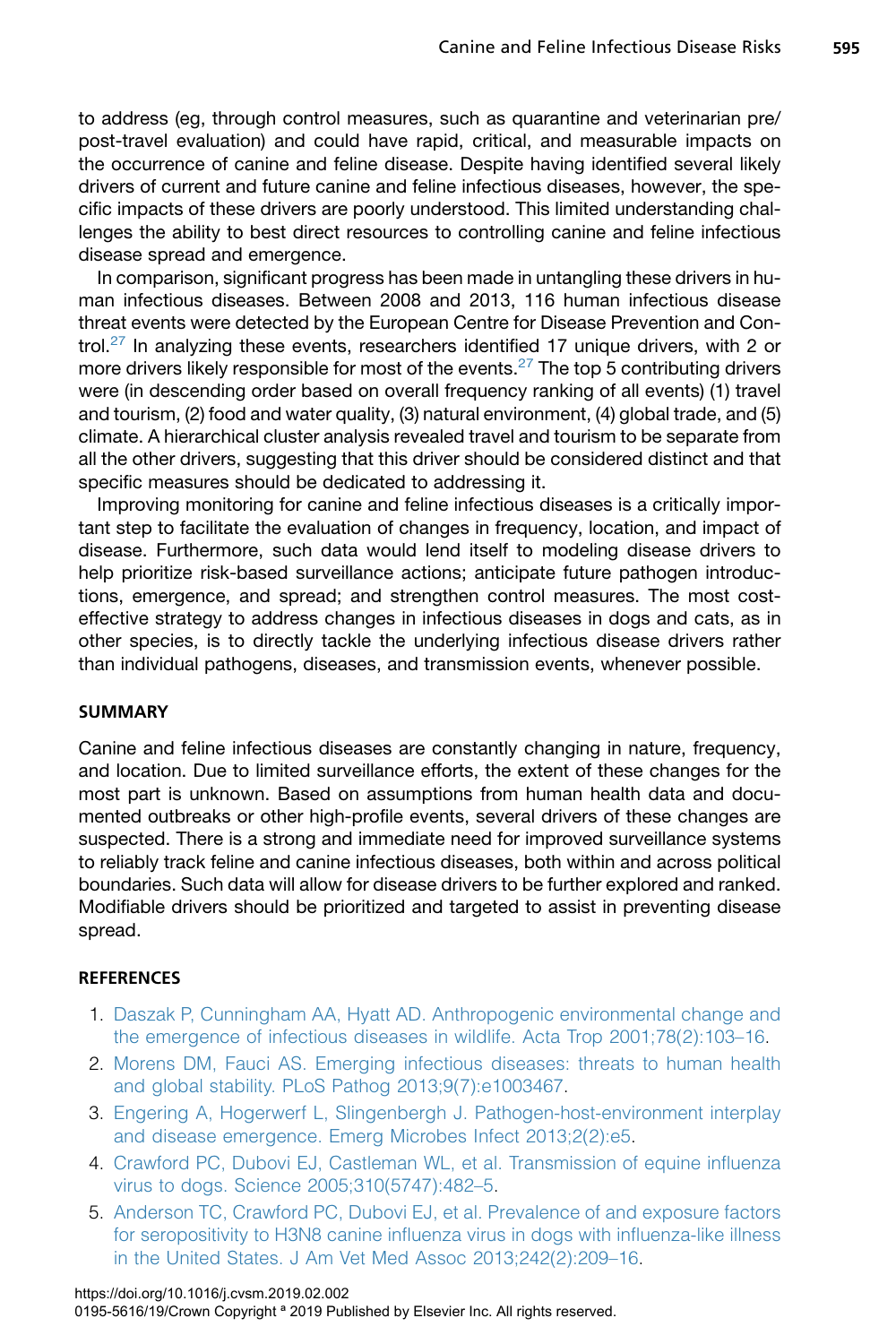to address (eg, through control measures, such as quarantine and veterinarian pre/post-travel evaluation) and could have rapid, critical, and measurable impacts on the occurrence of canine and feline disease. Despite having identified several likely drivers of current and future canine and feline infectious diseases, however, the specific impacts of these drivers are poorly understood. This limited understanding challenges the ability to best direct resources to controlling canine and feline infectious disease spread and emergence.

In comparison, significant progress has been made in untangling these drivers in human infectious diseases. Between 2008 and 2013, 116 human infectious disease threat events were detected by the European Centre for Disease Prevention and Control.[27] In analyzing these events, researchers identified 17 unique drivers, with 2 or more drivers likely responsible for most of the events.[27] The top 5 contributing drivers were (in descending order based on overall frequency ranking of all events) (1) travel and tourism, (2) food and water quality, (3) natural environment, (4) global trade, and (5) climate. A hierarchical cluster analysis revealed travel and tourism to be separate from all the other drivers, suggesting that this driver should be considered distinct and that specific measures should be dedicated to addressing it.

Improving monitoring for canine and feline infectious diseases is a critically important step to facilitate the evaluation of changes in frequency, location, and impact of disease. Furthermore, such data would lend itself to modeling disease drivers to help prioritize risk-based surveillance actions; anticipate future pathogen introductions, emergence, and spread; and strengthen control measures. The most cost-effective strategy to address changes in infectious diseases in dogs and cats, as in other species, is to directly tackle the underlying infectious disease drivers rather than individual pathogens, diseases, and transmission events, whenever possible.

## SUMMARY

Canine and feline infectious diseases are constantly changing in nature, frequency, and location. Due to limited surveillance efforts, the extent of these changes for the most part is unknown. Based on assumptions from human health data and documented outbreaks or other high-profile events, several drivers of these changes are suspected. There is a strong and immediate need for improved surveillance systems to reliably track feline and canine infectious diseases, both within and across political boundaries. Such data will allow for disease drivers to be further explored and ranked. Modifiable drivers should be prioritized and targeted to assist in preventing disease spread.

## REFERENCES

1. Daszak P, Cunningham AA, Hyatt AD. Anthropogenic environmental change and the emergence of infectious diseases in wildlife. Acta Trop 2001;78(2):103–16.
2. Morens DM, Fauci AS. Emerging infectious diseases: threats to human health and global stability. PLoS Pathog 2013;9(7):e1003467.
3. Engering A, Hogerwerf L, Slingenbergh J. Pathogen-host-environment interplay and disease emergence. Emerg Microbes Infect 2013;2(2):e5.
4. Crawford PC, Dubovi EJ, Castleman WL, et al. Transmission of equine influenza virus to dogs. Science 2005;310(5747):482–5.
5. Anderson TC, Crawford PC, Dubovi EJ, et al. Prevalence of and exposure factors for seropositivity to H3N8 canine influenza virus in dogs with influenza-like illness in the United States. J Am Vet Med Assoc 2013;242(2):209–16.

https://doi.org/10.1016/j.cvsm.2019.02.002
0195-5616/19/Crown Copyright ª 2019 Published by Elsevier Inc. All rights reserved.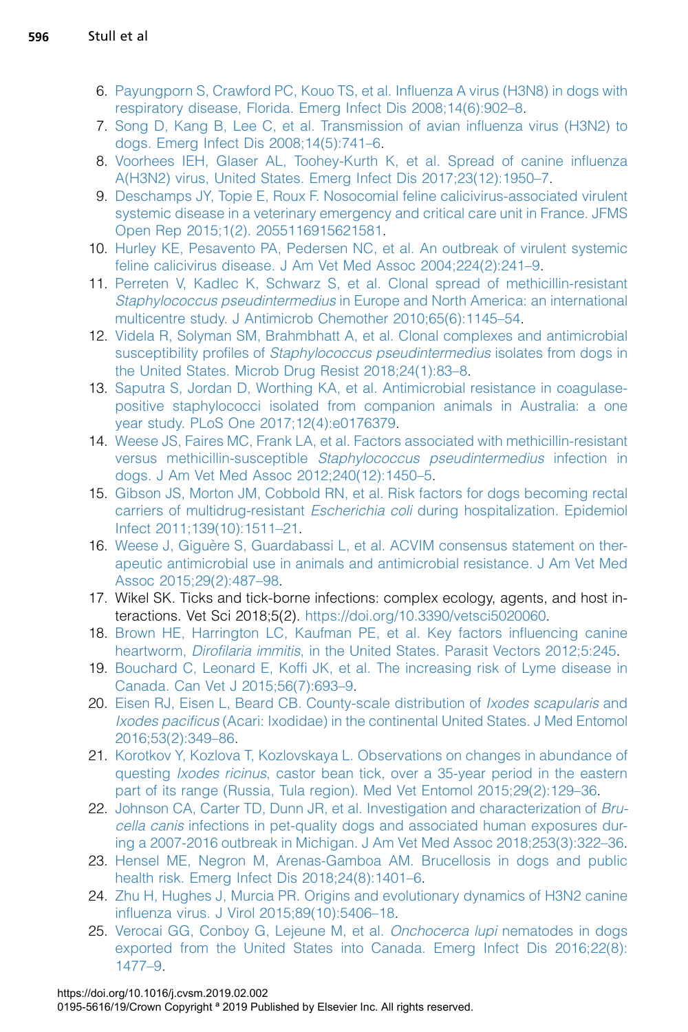6. Payungporn S, Crawford PC, Kouo TS, et al. Influenza A virus (H3N8) in dogs with respiratory disease, Florida. Emerg Infect Dis 2008;14(6):902–8.
7. Song D, Kang B, Lee C, et al. Transmission of avian influenza virus (H3N2) to dogs. Emerg Infect Dis 2008;14(5):741–6.
8. Voorhees IEH, Glaser AL, Toohey-Kurth K, et al. Spread of canine influenza A(H3N2) virus, United States. Emerg Infect Dis 2017;23(12):1950–7.
9. Deschamps JY, Topie E, Roux F. Nosocomial feline calicivirus-associated virulent systemic disease in a veterinary emergency and critical care unit in France. JFMS Open Rep 2015;1(2). 2055116915621581.
10. Hurley KE, Pesavento PA, Pedersen NC, et al. An outbreak of virulent systemic feline calicivirus disease. J Am Vet Med Assoc 2004;224(2):241–9.
11. Perreten V, Kadlec K, Schwarz S, et al. Clonal spread of methicillin-resistant *Staphylococcus pseudintermedius* in Europe and North America: an international multicentre study. J Antimicrob Chemother 2010;65(6):1145–54.
12. Videla R, Solyman SM, Brahmbhatt A, et al. Clonal complexes and antimicrobial susceptibility profiles of *Staphylococcus pseudintermedius* isolates from dogs in the United States. Microb Drug Resist 2018;24(1):83–8.
13. Saputra S, Jordan D, Worthing KA, et al. Antimicrobial resistance in coagulase-positive staphylococci isolated from companion animals in Australia: a one year study. PLoS One 2017;12(4):e0176379.
14. Weese JS, Faires MC, Frank LA, et al. Factors associated with methicillin-resistant versus methicillin-susceptible *Staphylococcus pseudintermedius* infection in dogs. J Am Vet Med Assoc 2012;240(12):1450–5.
15. Gibson JS, Morton JM, Cobbold RN, et al. Risk factors for dogs becoming rectal carriers of multidrug-resistant *Escherichia coli* during hospitalization. Epidemiol Infect 2011;139(10):1511–21.
16. Weese J, Giguère S, Guardabassi L, et al. ACVIM consensus statement on therapeutic antimicrobial use in animals and antimicrobial resistance. J Am Vet Med Assoc 2015;29(2):487–98.
17. Wikel SK. Ticks and tick-borne infections: complex ecology, agents, and host interactions. Vet Sci 2018;5(2). https://doi.org/10.3390/vetsci5020060.
18. Brown HE, Harrington LC, Kaufman PE, et al. Key factors influencing canine heartworm, *Dirofilaria immitis*, in the United States. Parasit Vectors 2012;5:245.
19. Bouchard C, Leonard E, Koffi JK, et al. The increasing risk of Lyme disease in Canada. Can Vet J 2015;56(7):693–9.
20. Eisen RJ, Eisen L, Beard CB. County-scale distribution of *Ixodes scapularis* and *Ixodes pacificus* (Acari: Ixodidae) in the continental United States. J Med Entomol 2016;53(2):349–86.
21. Korotkov Y, Kozlova T, Kozlovskaya L. Observations on changes in abundance of questing *Ixodes ricinus*, castor bean tick, over a 35-year period in the eastern part of its range (Russia, Tula region). Med Vet Entomol 2015;29(2):129–36.
22. Johnson CA, Carter TD, Dunn JR, et al. Investigation and characterization of *Brucella canis* infections in pet-quality dogs and associated human exposures during a 2007-2016 outbreak in Michigan. J Am Vet Med Assoc 2018;253(3):322–36.
23. Hensel ME, Negron M, Arenas-Gamboa AM. Brucellosis in dogs and public health risk. Emerg Infect Dis 2018;24(8):1401–6.
24. Zhu H, Hughes J, Murcia PR. Origins and evolutionary dynamics of H3N2 canine influenza virus. J Virol 2015;89(10):5406–18.
25. Verocai GG, Conboy G, Lejeune M, et al. *Onchocerca lupi* nematodes in dogs exported from the United States into Canada. Emerg Infect Dis 2016;22(8):1477–9.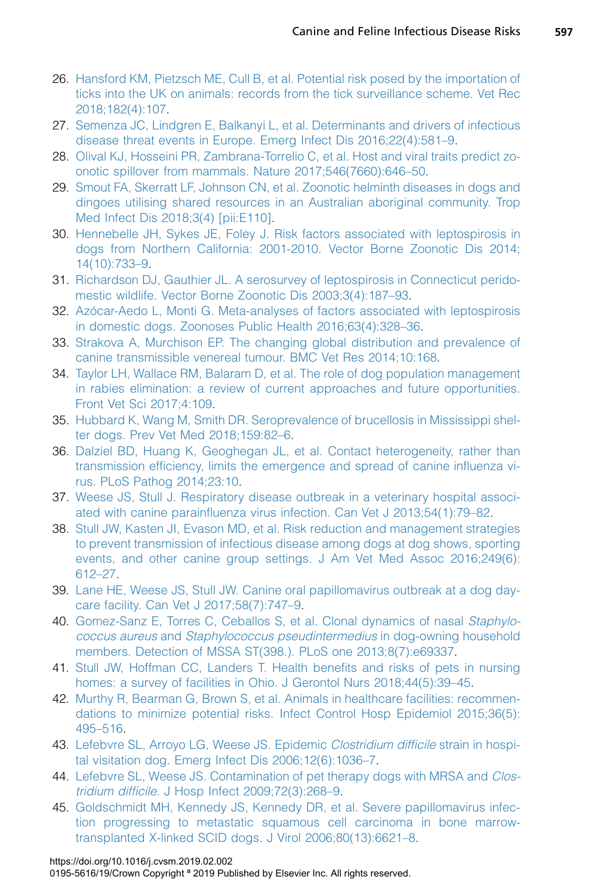26. Hansford KM, Pietzsch ME, Cull B, et al. Potential risk posed by the importation of ticks into the UK on animals: records from the tick surveillance scheme. Vet Rec 2018;182(4):107.
27. Semenza JC, Lindgren E, Balkanyi L, et al. Determinants and drivers of infectious disease threat events in Europe. Emerg Infect Dis 2016;22(4):581–9.
28. Olival KJ, Hosseini PR, Zambrana-Torrelio C, et al. Host and viral traits predict zoonotic spillover from mammals. Nature 2017;546(7660):646–50.
29. Smout FA, Skerratt LF, Johnson CN, et al. Zoonotic helminth diseases in dogs and dingoes utilising shared resources in an Australian aboriginal community. Trop Med Infect Dis 2018;3(4) [pii:E110].
30. Hennebelle JH, Sykes JE, Foley J. Risk factors associated with leptospirosis in dogs from Northern California: 2001-2010. Vector Borne Zoonotic Dis 2014;14(10):733–9.
31. Richardson DJ, Gauthier JL. A serosurvey of leptospirosis in Connecticut peridomestic wildlife. Vector Borne Zoonotic Dis 2003;3(4):187–93.
32. Azócar-Aedo L, Monti G. Meta-analyses of factors associated with leptospirosis in domestic dogs. Zoonoses Public Health 2016;63(4):328–36.
33. Strakova A, Murchison EP. The changing global distribution and prevalence of canine transmissible venereal tumour. BMC Vet Res 2014;10:168.
34. Taylor LH, Wallace RM, Balaram D, et al. The role of dog population management in rabies elimination: a review of current approaches and future opportunities. Front Vet Sci 2017;4:109.
35. Hubbard K, Wang M, Smith DR. Seroprevalence of brucellosis in Mississippi shelter dogs. Prev Vet Med 2018;159:82–6.
36. Dalziel BD, Huang K, Geoghegan JL, et al. Contact heterogeneity, rather than transmission efficiency, limits the emergence and spread of canine influenza virus. PLoS Pathog 2014;23:10.
37. Weese JS, Stull J. Respiratory disease outbreak in a veterinary hospital associated with canine parainfluenza virus infection. Can Vet J 2013;54(1):79–82.
38. Stull JW, Kasten JI, Evason MD, et al. Risk reduction and management strategies to prevent transmission of infectious disease among dogs at dog shows, sporting events, and other canine group settings. J Am Vet Med Assoc 2016;249(6):612–27.
39. Lane HE, Weese JS, Stull JW. Canine oral papillomavirus outbreak at a dog daycare facility. Can Vet J 2017;58(7):747–9.
40. Gomez-Sanz E, Torres C, Ceballos S, et al. Clonal dynamics of nasal *Staphylococcus aureus* and *Staphylococcus pseudintermedius* in dog-owning household members. Detection of MSSA ST(398.). PLoS one 2013;8(7):e69337.
41. Stull JW, Hoffman CC, Landers T. Health benefits and risks of pets in nursing homes: a survey of facilities in Ohio. J Gerontol Nurs 2018;44(5):39–45.
42. Murthy R, Bearman G, Brown S, et al. Animals in healthcare facilities: recommendations to minimize potential risks. Infect Control Hosp Epidemiol 2015;36(5):495–516.
43. Lefebvre SL, Arroyo LG, Weese JS. Epidemic *Clostridium difficile* strain in hospital visitation dog. Emerg Infect Dis 2006;12(6):1036–7.
44. Lefebvre SL, Weese JS. Contamination of pet therapy dogs with MRSA and *Clostridium difficile*. J Hosp Infect 2009;72(3):268–9.
45. Goldschmidt MH, Kennedy JS, Kennedy DR, et al. Severe papillomavirus infection progressing to metastatic squamous cell carcinoma in bone marrow-transplanted X-linked SCID dogs. J Virol 2006;80(13):6621–8.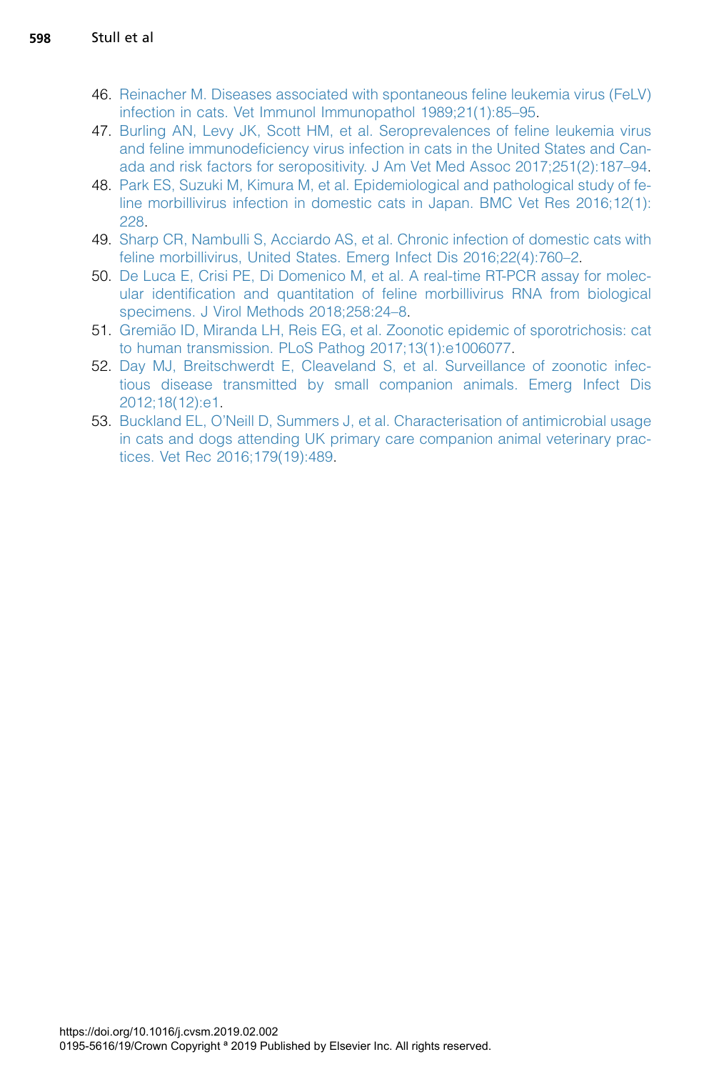46. Reinacher M. Diseases associated with spontaneous feline leukemia virus (FeLV) infection in cats. Vet Immunol Immunopathol 1989;21(1):85–95.
47. Burling AN, Levy JK, Scott HM, et al. Seroprevalences of feline leukemia virus and feline immunodeficiency virus infection in cats in the United States and Canada and risk factors for seropositivity. J Am Vet Med Assoc 2017;251(2):187–94.
48. Park ES, Suzuki M, Kimura M, et al. Epidemiological and pathological study of feline morbillivirus infection in domestic cats in Japan. BMC Vet Res 2016;12(1): 228.
49. Sharp CR, Nambulli S, Acciardo AS, et al. Chronic infection of domestic cats with feline morbillivirus, United States. Emerg Infect Dis 2016;22(4):760–2.
50. De Luca E, Crisi PE, Di Domenico M, et al. A real-time RT-PCR assay for molecular identification and quantitation of feline morbillivirus RNA from biological specimens. J Virol Methods 2018;258:24–8.
51. Gremião ID, Miranda LH, Reis EG, et al. Zoonotic epidemic of sporotrichosis: cat to human transmission. PLoS Pathog 2017;13(1):e1006077.
52. Day MJ, Breitschwerdt E, Cleaveland S, et al. Surveillance of zoonotic infectious disease transmitted by small companion animals. Emerg Infect Dis 2012;18(12):e1.
53. Buckland EL, O'Neill D, Summers J, et al. Characterisation of antimicrobial usage in cats and dogs attending UK primary care companion animal veterinary practices. Vet Rec 2016;179(19):489.